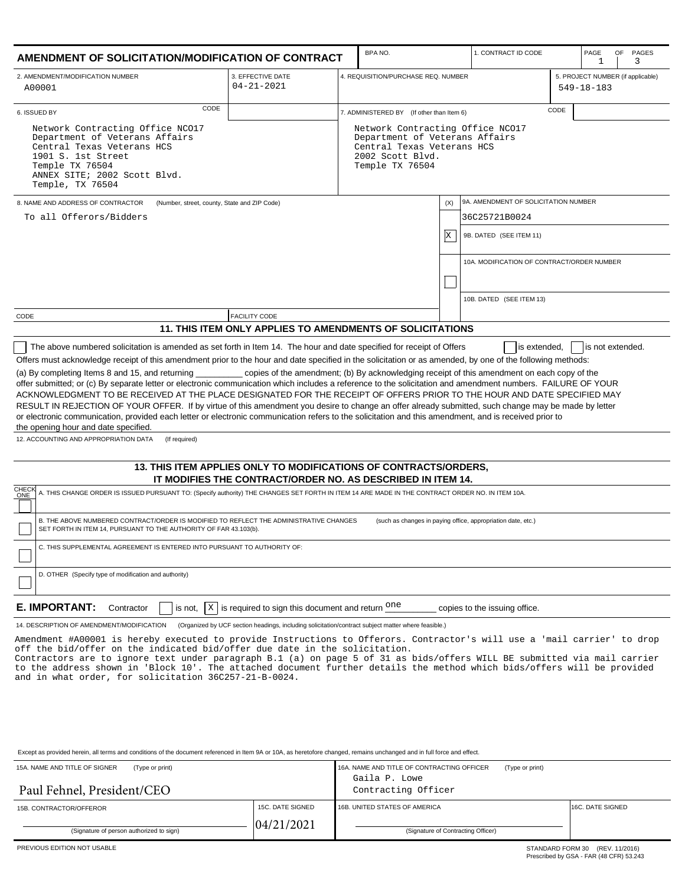# AMENDMENT OF SOLICITATION/MODIFICATION OF CONTRACT

| BPA NO. | 1. CONTRACT ID CODE | PAGE 1 OF 3 PAGES |
|---|---|---|

| 2. AMENDMENT/MODIFICATION NUMBER | 3. EFFECTIVE DATE | 4. REQUISITION/PURCHASE REQ. NUMBER | 5. PROJECT NUMBER (if applicable) |
|---|---|---|---|
| A00001 | 04-21-2021 | | 549-18-183 |

**6. ISSUED BY** CODE

Network Contracting Office NCO17
Department of Veterans Affairs
Central Texas Veterans HCS
1901 S. 1st Street
Temple TX 76504
ANNEX SITE; 2002 Scott Blvd.
Temple, TX 76504

**7. ADMINISTERED BY** (If other than Item 6) CODE

Network Contracting Office NCO17
Department of Veterans Affairs
Central Texas Veterans HCS
2002 Scott Blvd.
Temple TX 76504

**8. NAME AND ADDRESS OF CONTRACTOR** (Number, street, county, State and ZIP Code)

To all Offerors/Bidders

CODE | FACILITY CODE

| (X) | |
|---|---|
| | 9A. AMENDMENT OF SOLICITATION NUMBER: 36C25721B0024 |
| X | 9B. DATED (SEE ITEM 11) |
| | 10A. MODIFICATION OF CONTRACT/ORDER NUMBER |
| | 10B. DATED (SEE ITEM 13) |

## 11. THIS ITEM ONLY APPLIES TO AMENDMENTS OF SOLICITATIONS

☐ The above numbered solicitation is amended as set forth in Item 14. The hour and date specified for receipt of Offers ☐ is extended, ☐ is not extended.

Offers must acknowledge receipt of this amendment prior to the hour and date specified in the solicitation or as amended, by one of the following methods:

(a) By completing Items 8 and 15, and returning _________ copies of the amendment; (b) By acknowledging receipt of this amendment on each copy of the offer submitted; or (c) By separate letter or electronic communication which includes a reference to the solicitation and amendment numbers. FAILURE OF YOUR ACKNOWLEDGMENT TO BE RECEIVED AT THE PLACE DESIGNATED FOR THE RECEIPT OF OFFERS PRIOR TO THE HOUR AND DATE SPECIFIED MAY RESULT IN REJECTION OF YOUR OFFER. If by virtue of this amendment you desire to change an offer already submitted, such change may be made by letter or electronic communication, provided each letter or electronic communication refers to the solicitation and this amendment, and is received prior to the opening hour and date specified.

12. ACCOUNTING AND APPROPRIATION DATA (If required)

## 13. THIS ITEM APPLIES ONLY TO MODIFICATIONS OF CONTRACTS/ORDERS, IT MODIFIES THE CONTRACT/ORDER NO. AS DESCRIBED IN ITEM 14.

| CHECK ONE | |
|---|---|
| ☐ | A. THIS CHANGE ORDER IS ISSUED PURSUANT TO: (Specify authority) THE CHANGES SET FORTH IN ITEM 14 ARE MADE IN THE CONTRACT ORDER NO. IN ITEM 10A. |
| ☐ | B. THE ABOVE NUMBERED CONTRACT/ORDER IS MODIFIED TO REFLECT THE ADMINISTRATIVE CHANGES (such as changes in paying office, appropriation date, etc.) SET FORTH IN ITEM 14, PURSUANT TO THE AUTHORITY OF FAR 43.103(b). |
| ☐ | C. THIS SUPPLEMENTAL AGREEMENT IS ENTERED INTO PURSUANT TO AUTHORITY OF: |
| ☐ | D. OTHER (Specify type of modification and authority) |

**E. IMPORTANT:** Contractor ☐ is not, ☒ is required to sign this document and return one copies to the issuing office.

**14. DESCRIPTION OF AMENDMENT/MODIFICATION** (Organized by UCF section headings, including solicitation/contract subject matter where feasible.)

Amendment #A00001 is hereby executed to provide Instructions to Offerors. Contractor's will use a 'mail carrier' to drop off the bid/offer on the indicated bid/offer due date in the solicitation.
Contractors are to ignore text under paragraph B.1 (a) on page 5 of 31 as bids/offers WILL BE submitted via mail carrier to the address shown in 'Block 10'. The attached document further details the method which bids/offers will be provided and in what order, for solicitation 36C257-21-B-0024.

Except as provided herein, all terms and conditions of the document referenced in Item 9A or 10A, as heretofore changed, remains unchanged and in full force and effect.

| 15A. NAME AND TITLE OF SIGNER (Type or print) | | 16A. NAME AND TITLE OF CONTRACTING OFFICER (Type or print) | |
|---|---|---|---|
| Paul Fehnel, President/CEO | | Gaila P. Lowe, Contracting Officer | |
| 15B. CONTRACTOR/OFFEROR | 15C. DATE SIGNED | 16B. UNITED STATES OF AMERICA | 16C. DATE SIGNED |
| (Signature of person authorized to sign) | 04/21/2021 | (Signature of Contracting Officer) | |

PREVIOUS EDITION NOT USABLE

STANDARD FORM 30 (REV. 11/2016)
Prescribed by GSA - FAR (48 CFR) 53.243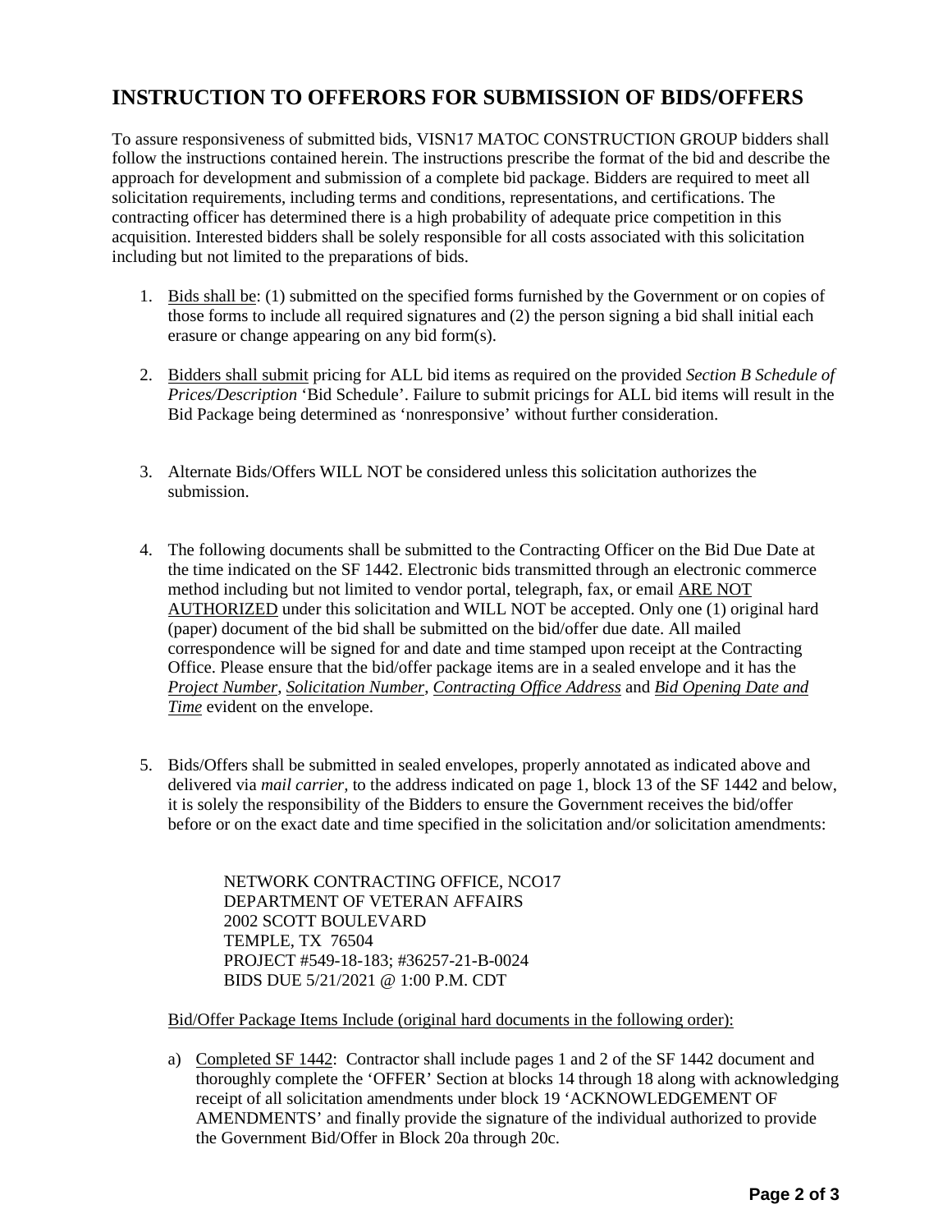# INSTRUCTION TO OFFERORS FOR SUBMISSION OF BIDS/OFFERS

To assure responsiveness of submitted bids, VISN17 MATOC CONSTRUCTION GROUP bidders shall follow the instructions contained herein. The instructions prescribe the format of the bid and describe the approach for development and submission of a complete bid package. Bidders are required to meet all solicitation requirements, including terms and conditions, representations, and certifications. The contracting officer has determined there is a high probability of adequate price competition in this acquisition. Interested bidders shall be solely responsible for all costs associated with this solicitation including but not limited to the preparations of bids.

1. Bids shall be: (1) submitted on the specified forms furnished by the Government or on copies of those forms to include all required signatures and (2) the person signing a bid shall initial each erasure or change appearing on any bid form(s).

2. Bidders shall submit pricing for ALL bid items as required on the provided *Section B Schedule of Prices/Description* 'Bid Schedule'. Failure to submit pricings for ALL bid items will result in the Bid Package being determined as 'nonresponsive' without further consideration.

3. Alternate Bids/Offers WILL NOT be considered unless this solicitation authorizes the submission.

4. The following documents shall be submitted to the Contracting Officer on the Bid Due Date at the time indicated on the SF 1442. Electronic bids transmitted through an electronic commerce method including but not limited to vendor portal, telegraph, fax, or email ARE NOT AUTHORIZED under this solicitation and WILL NOT be accepted. Only one (1) original hard (paper) document of the bid shall be submitted on the bid/offer due date. All mailed correspondence will be signed for and date and time stamped upon receipt at the Contracting Office. Please ensure that the bid/offer package items are in a sealed envelope and it has the *Project Number*, *Solicitation Number*, *Contracting Office Address* and *Bid Opening Date and Time* evident on the envelope.

5. Bids/Offers shall be submitted in sealed envelopes, properly annotated as indicated above and delivered via *mail carrier*, to the address indicated on page 1, block 13 of the SF 1442 and below, it is solely the responsibility of the Bidders to ensure the Government receives the bid/offer before or on the exact date and time specified in the solicitation and/or solicitation amendments:

   NETWORK CONTRACTING OFFICE, NCO17
   DEPARTMENT OF VETERAN AFFAIRS
   2002 SCOTT BOULEVARD
   TEMPLE, TX 76504
   PROJECT #549-18-183; #36257-21-B-0024
   BIDS DUE 5/21/2021 @ 1:00 P.M. CDT

   Bid/Offer Package Items Include (original hard documents in the following order):

   a) Completed SF 1442: Contractor shall include pages 1 and 2 of the SF 1442 document and thoroughly complete the 'OFFER' Section at blocks 14 through 18 along with acknowledging receipt of all solicitation amendments under block 19 'ACKNOWLEDGEMENT OF AMENDMENTS' and finally provide the signature of the individual authorized to provide the Government Bid/Offer in Block 20a through 20c.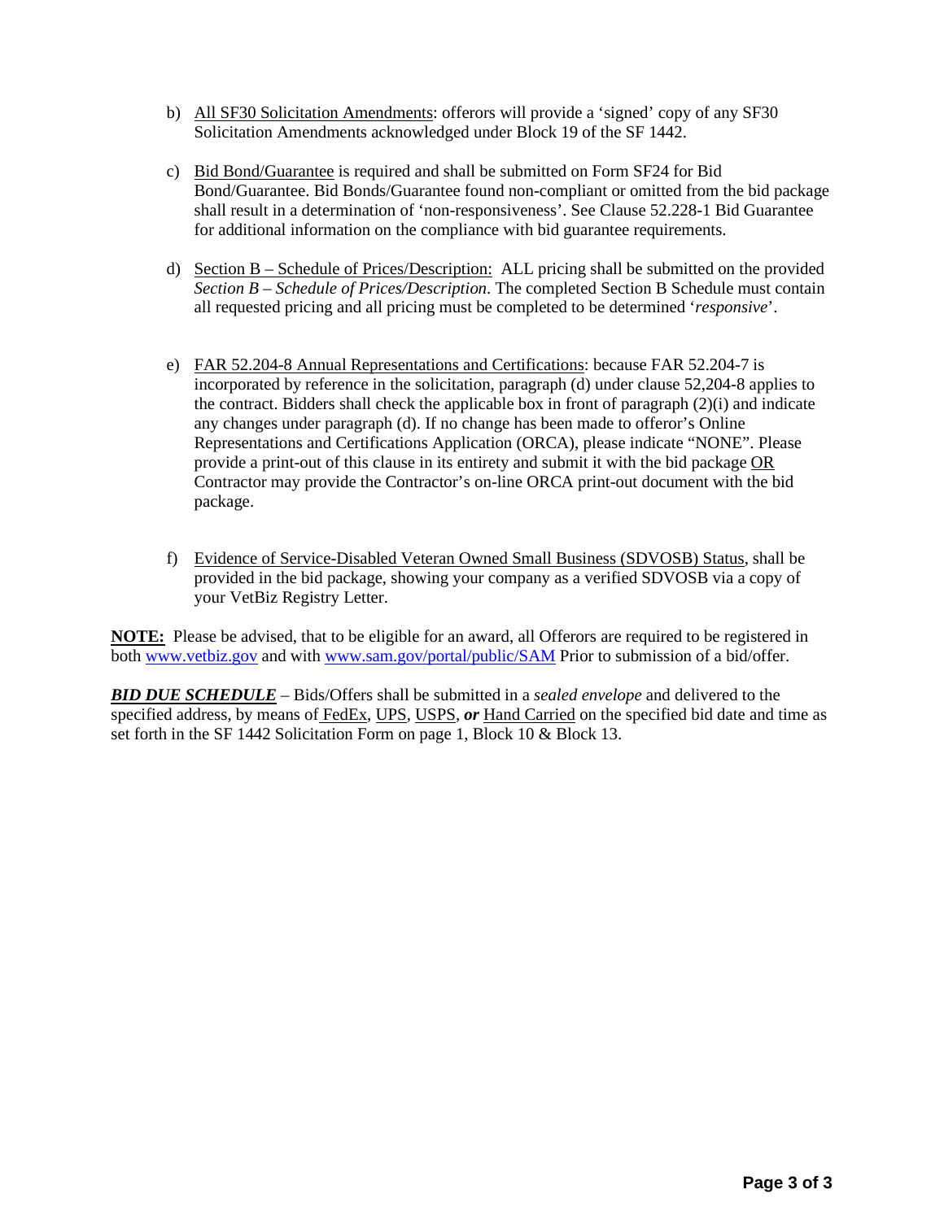b) All SF30 Solicitation Amendments: offerors will provide a 'signed' copy of any SF30 Solicitation Amendments acknowledged under Block 19 of the SF 1442.

c) Bid Bond/Guarantee is required and shall be submitted on Form SF24 for Bid Bond/Guarantee. Bid Bonds/Guarantee found non-compliant or omitted from the bid package shall result in a determination of 'non-responsiveness'. See Clause 52.228-1 Bid Guarantee for additional information on the compliance with bid guarantee requirements.

d) Section B – Schedule of Prices/Description: ALL pricing shall be submitted on the provided *Section B – Schedule of Prices/Description*. The completed Section B Schedule must contain all requested pricing and all pricing must be completed to be determined '*responsive*'.

e) FAR 52.204-8 Annual Representations and Certifications: because FAR 52.204-7 is incorporated by reference in the solicitation, paragraph (d) under clause 52,204-8 applies to the contract. Bidders shall check the applicable box in front of paragraph (2)(i) and indicate any changes under paragraph (d). If no change has been made to offeror's Online Representations and Certifications Application (ORCA), please indicate "NONE". Please provide a print-out of this clause in its entirety and submit it with the bid package OR Contractor may provide the Contractor's on-line ORCA print-out document with the bid package.

f) Evidence of Service-Disabled Veteran Owned Small Business (SDVOSB) Status, shall be provided in the bid package, showing your company as a verified SDVOSB via a copy of your VetBiz Registry Letter.

**NOTE:** Please be advised, that to be eligible for an award, all Offerors are required to be registered in both www.vetbiz.gov and with www.sam.gov/portal/public/SAM Prior to submission of a bid/offer.

***BID DUE SCHEDULE*** – Bids/Offers shall be submitted in a *sealed envelope* and delivered to the specified address, by means of FedEx, UPS, USPS, ***or*** Hand Carried on the specified bid date and time as set forth in the SF 1442 Solicitation Form on page 1, Block 10 & Block 13.